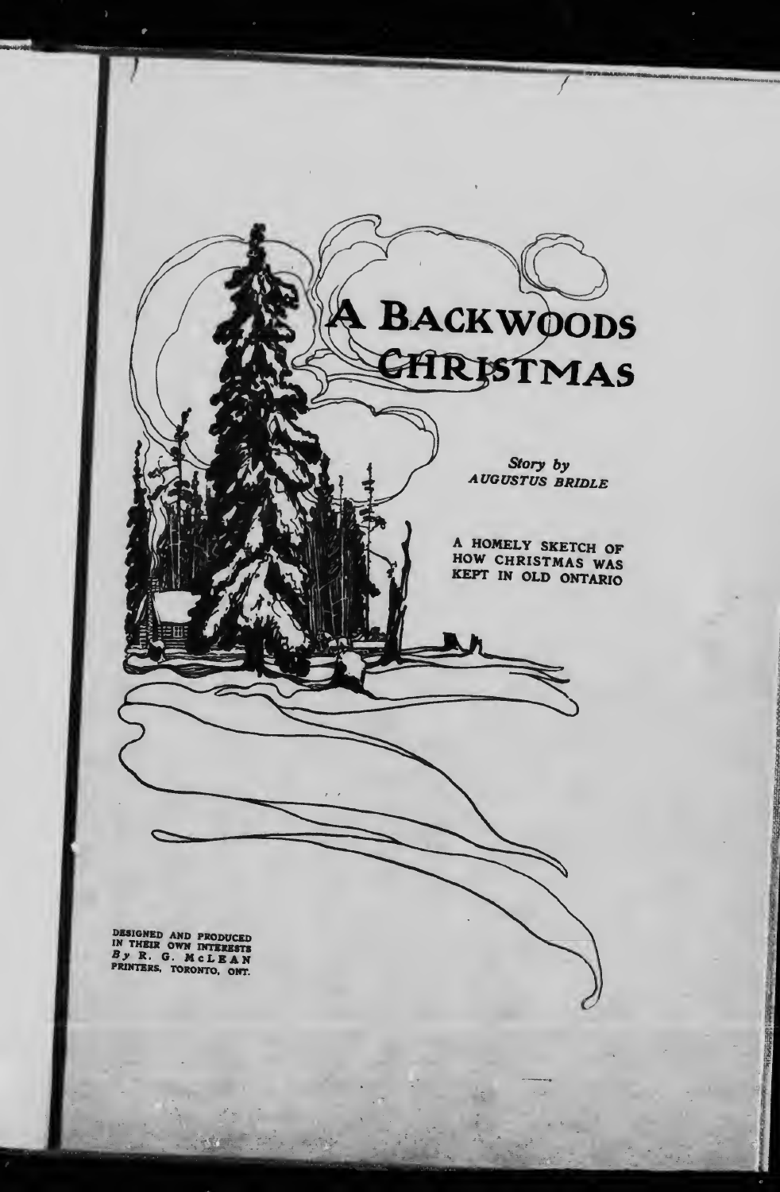# A Backwoods Christmas

*Story by*
*AUGUSTUS BRIDLE*

A HOMELY SKETCH OF HOW CHRISTMAS WAS KEPT IN OLD ONTARIO

DESIGNED AND PRODUCED IN THEIR OWN INTERESTS *By* R. G. McLEAN PRINTERS, TORONTO, ONT.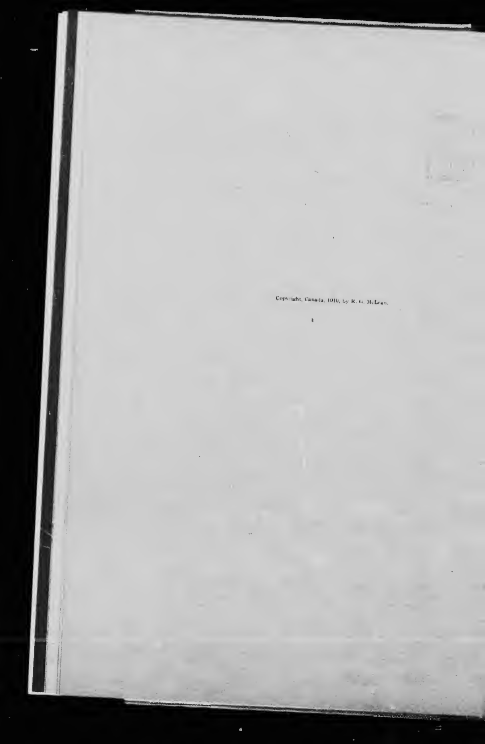Copyright, Canada, 1910, by R. G. McLean.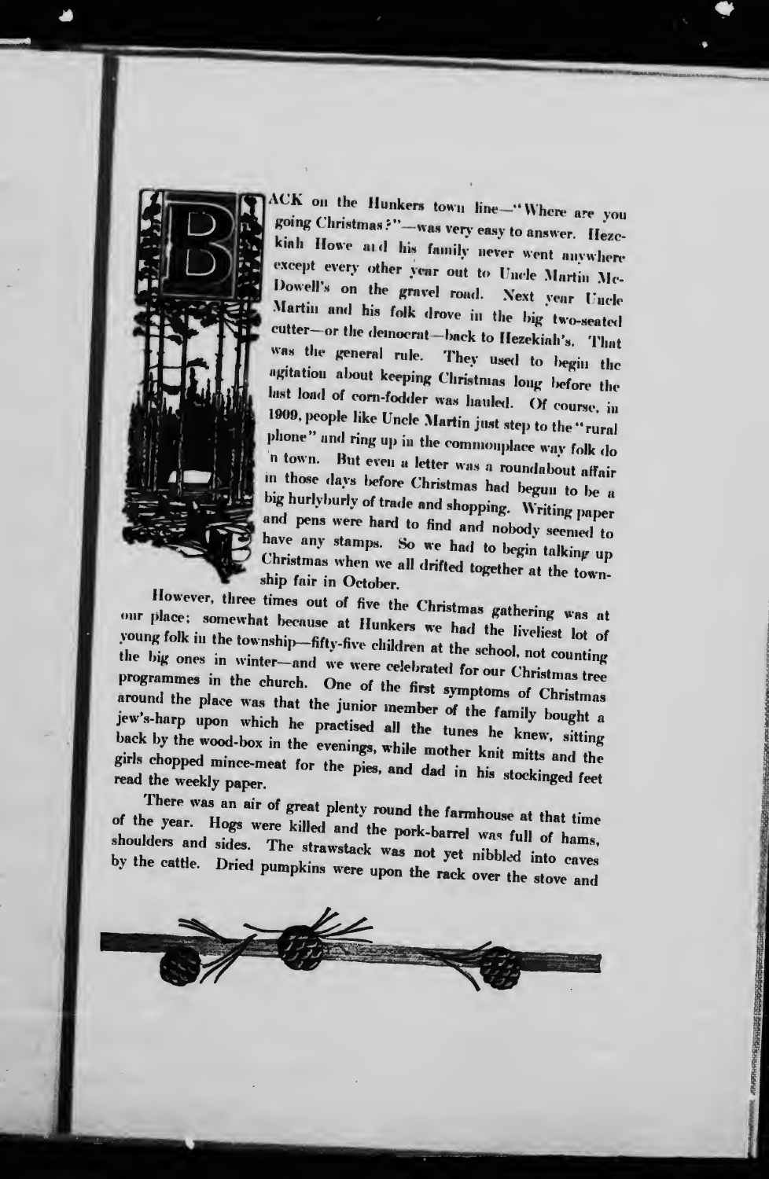BACK on the Hunkers town line—"Where are you going Christmas?"—was very easy to answer. Hezekiah Howe and his family never went anywhere except every other year out to Uncle Martin McDowell's on the gravel road. Next year Uncle Martin and his folk drove in the big two-seated cutter—or the democrat—back to Hezekiah's. That was the general rule. They used to begin the agitation about keeping Christmas long before the last load of corn-fodder was hauled. Of course, in 1909, people like Uncle Martin just step to the "rural phone" and ring up in the commonplace way folk do in town. But even a letter was a roundabout affair in those days before Christmas had begun to be a big hurlyburly of trade and shopping. Writing paper and pens were hard to find and nobody seemed to have any stamps. So we had to begin talking up Christmas when we all drifted together at the township fair in October.

However, three times out of five the Christmas gathering was at our place; somewhat because at Hunkers we had the liveliest lot of young folk in the township—fifty-five children at the school, not counting the big ones in winter—and we were celebrated for our Christmas tree programmes in the church. One of the first symptoms of Christmas around the place was that the junior member of the family bought a jew's-harp upon which he practised all the tunes he knew, sitting back by the wood-box in the evenings, while mother knit mitts and the girls chopped mince-meat for the pies, and dad in his stockinged feet read the weekly paper.

There was an air of great plenty round the farmhouse at that time of the year. Hogs were killed and the pork-barrel was full of hams, shoulders and sides. The strawstack was not yet nibbled into caves by the cattle. Dried pumpkins were upon the rack over the stove and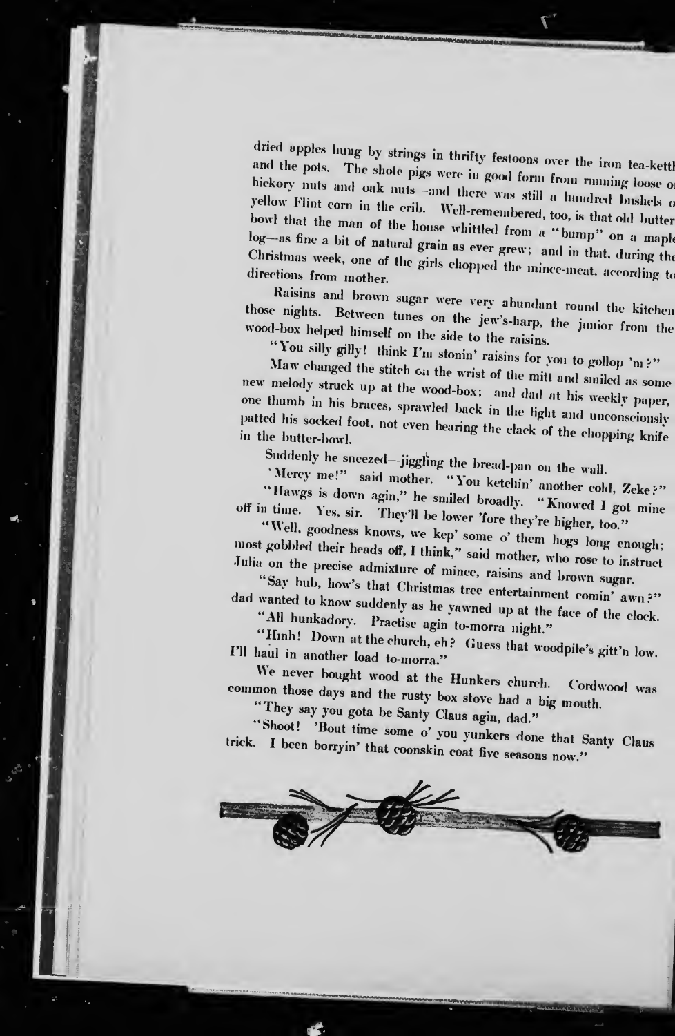dried apples hung by strings in thrifty festoons over the iron tea-kettl and the pots. The shote pigs were in good form from running loose o hickory nuts and oak nuts—and there was still a hundred bushels o yellow Flint corn in the crib. Well-remembered, too, is that old butter bowl that the man of the house whittled from a "bump" on a maple log—as fine a bit of natural grain as ever grew; and in that, during the Christmas week, one of the girls chopped the mince-meat, according to directions from mother.

Raisins and brown sugar were very abundant round the kitchen those nights. Between tunes on the jew's-harp, the junior from the wood-box helped himself on the side to the raisins.

"You silly gilly! think I'm stonin' raisins for you to gollop 'm?"

Maw changed the stitch on the wrist of the mitt and smiled as some new melody struck up at the wood-box; and dad at his weekly paper, one thumb in his braces, sprawled back in the light and unconsciously patted his socked foot, not even hearing the clack of the chopping knife in the butter-bowl.

Suddenly he sneezed—jiggling the bread-pan on the wall.

'Mercy me!" said mother. "You ketchin' another cold, Zeke?"

"Hawgs is down agin," he smiled broadly. "Knowed I got mine off in time. Yes, sir. They'll be lower 'fore they're higher, too."

"Well, goodness knows, we kep' some o' them hogs long enough; most gobbled their heads off, I think," said mother, who rose to instruct Julia on the precise admixture of mince, raisins and brown sugar.

"Say bub, how's that Christmas tree entertainment comin' awn?" dad wanted to know suddenly as he yawned up at the face of the clock.

"All hunkadory. Practise agin to-morra night."

"Hmh! Down at the church, eh? Guess that woodpile's gitt'n low. I'll haul in another load to-morra."

We never bought wood at the Hunkers church. Cordwood was common those days and the rusty box stove had a big mouth.

"They say you gota be Santy Claus agin, dad."

"Shoot! 'Bout time some o' you yunkers done that Santy Claus trick. I been borryin' that coonskin coat five seasons now."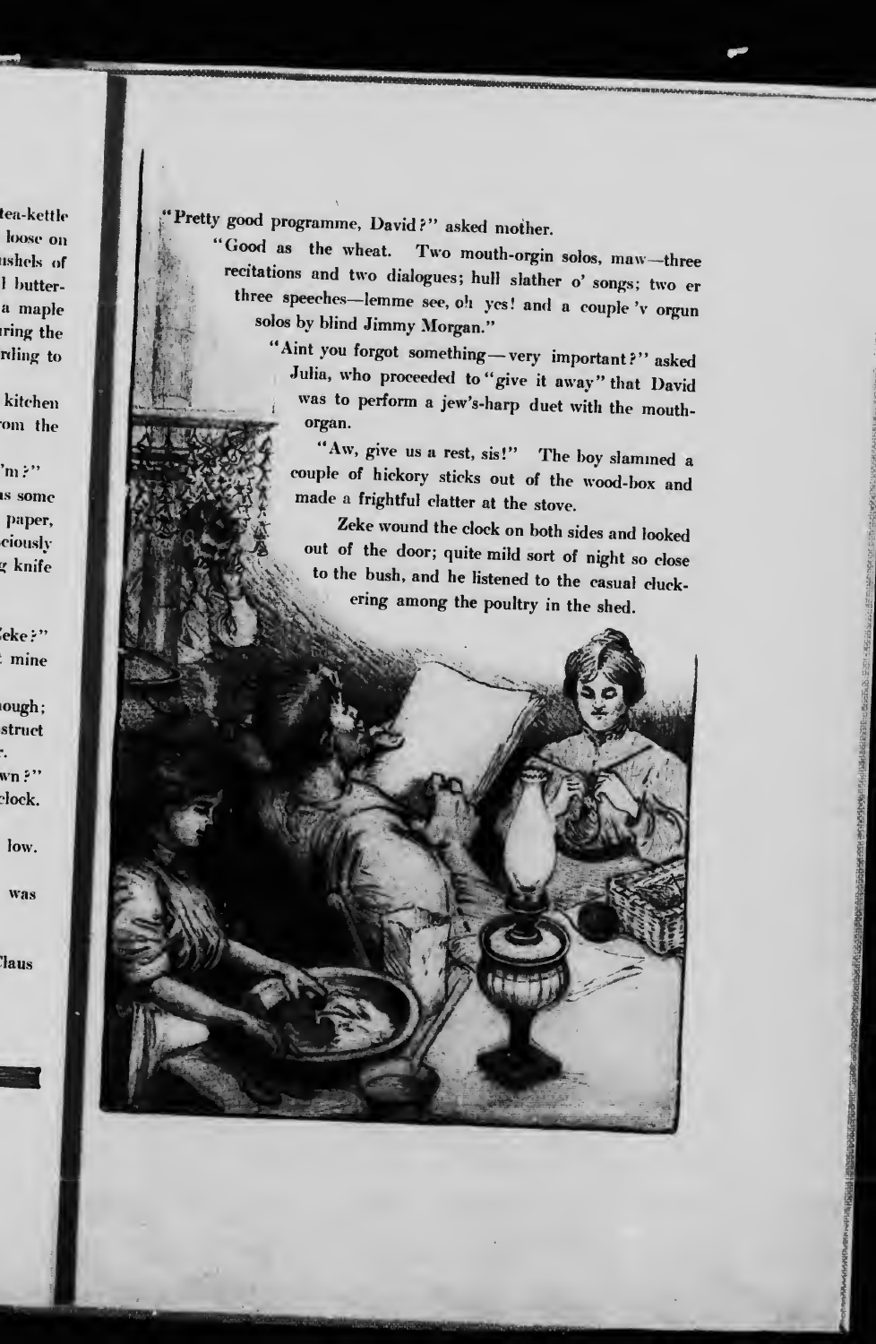"Pretty good programme, David?" asked mother.

"Good as the wheat. Two mouth-orgin solos, maw—three recitations and two dialogues; hull slather o' songs; two er three speeches—lemme see, oh yes! and a couple 'v orgun solos by blind Jimmy Morgan."

"Aint you forgot something—very important?" asked Julia, who proceeded to "give it away" that David was to perform a jew's-harp duet with the mouth-organ.

"Aw, give us a rest, sis!" The boy slammed a couple of hickory sticks out of the wood-box and made a frightful clatter at the stove.

Zeke wound the clock on both sides and looked out of the door; quite mild sort of night so close to the bush, and he listened to the casual clucking among the poultry in the shed.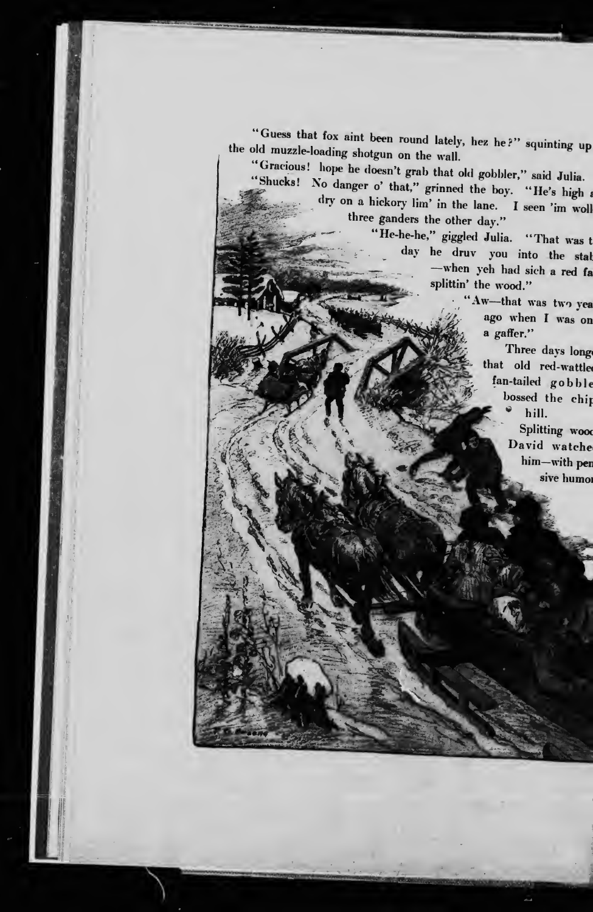"Guess that fox aint been round lately, hez he?" squinting up the old muzzle-loading shotgun on the wall.

"Gracious! hope he doesn't grab that old gobbler," said Julia.

"Shucks! No danger o' that," grinned the boy. "He's high dry on a hickory lim' in the lane. I seen 'im woll three ganders the other day."

"He-he-he," giggled Julia. "That was t day he druv you into the stab —when yeh had sich a red fa splittin' the wood."

"Aw—that was two yea ago when I was on a gaffer."

Three days long that old red-wattle fan-tailed gobble bossed the chip hill.

Splitting wood David watche him—with pen sive humo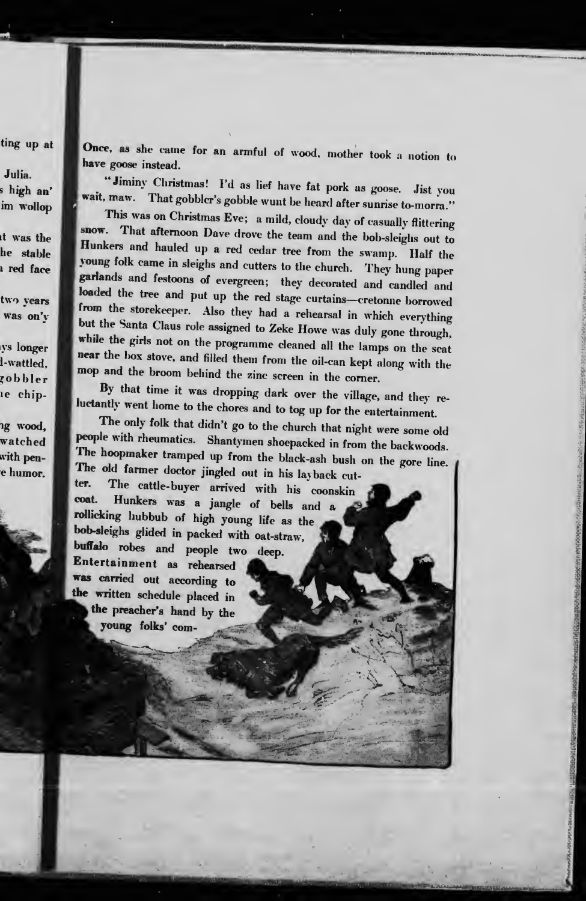Once, as she came for an armful of wood, mother took a notion to have goose instead.

"Jiminy Christmas! I'd as lief have fat pork as goose. Jist you wait, maw. That gobbler's gobble wunt be heard after sunrise to-morra."

This was on Christmas Eve; a mild, cloudy day of casually flittering snow. That afternoon Dave drove the team and the bob-sleighs out to Hunkers and hauled up a red cedar tree from the swamp. Half the young folk came in sleighs and cutters to the church. They hung paper garlands and festoons of evergreen; they decorated and candled and loaded the tree and put up the red stage curtains—cretonne borrowed from the storekeeper. Also they had a rehearsal in which everything but the Santa Claus role assigned to Zeke Howe was duly gone through, while the girls not on the programme cleaned all the lamps on the seat near the box stove, and filled them from the oil-can kept along with the mop and the broom behind the zinc screen in the corner.

By that time it was dropping dark over the village, and they reluctantly went home to the chores and to tog up for the entertainment.

The only folk that didn't go to the church that night were some old people with rheumatics. Shantymen shoepacked in from the backwoods. The hoopmaker tramped up from the black-ash bush on the gore line. The old farmer doctor jingled out in his layback cutter. The cattle-buyer arrived with his coonskin coat. Hunkers was a jangle of bells and a rollicking hubbub of high young life as the bob-sleighs glided in packed with oat-straw, buffalo robes and people two deep. Entertainment as rehearsed was carried out according to the written schedule placed in the preacher's hand by the young folks' com-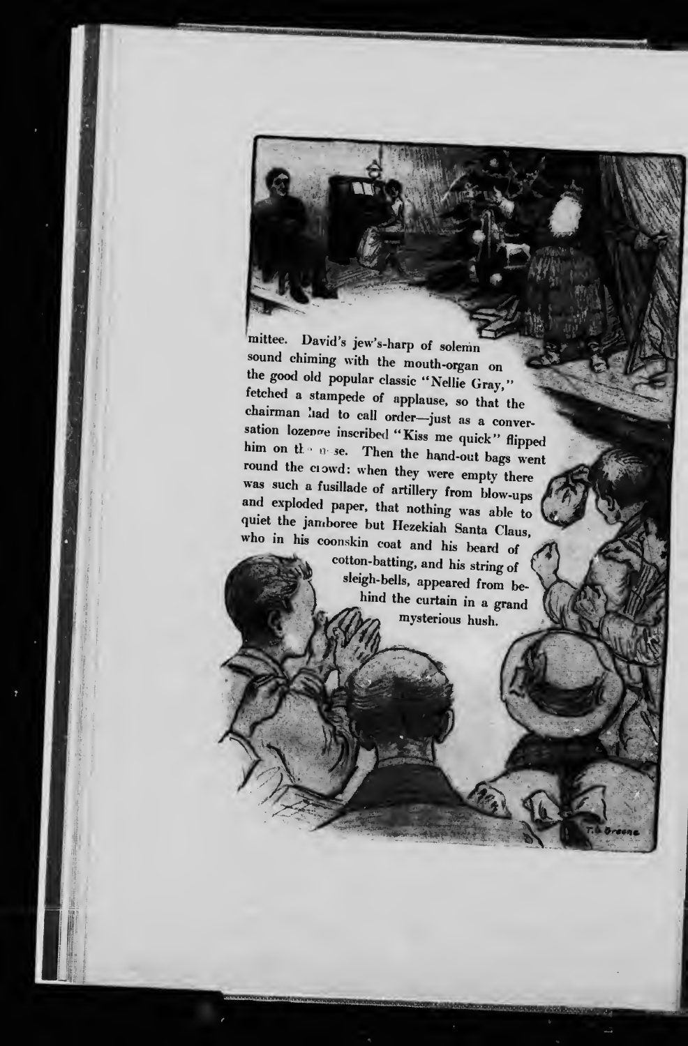mittee. David's jew's-harp of solemn sound chiming with the mouth-organ on the good old popular classic "Nellie Gray," fetched a stampede of applause, so that the chairman had to call order—just as a conversation lozenge inscribed "Kiss me quick" flipped him on the nose. Then the hand-out bags went round the crowd: when they were empty there was such a fusillade of artillery from blow-ups and exploded paper, that nothing was able to quiet the jamboree but Hezekiah Santa Claus, who in his coonskin coat and his beard of cotton-batting, and his string of sleigh-bells, appeared from behind the curtain in a grand mysterious hush.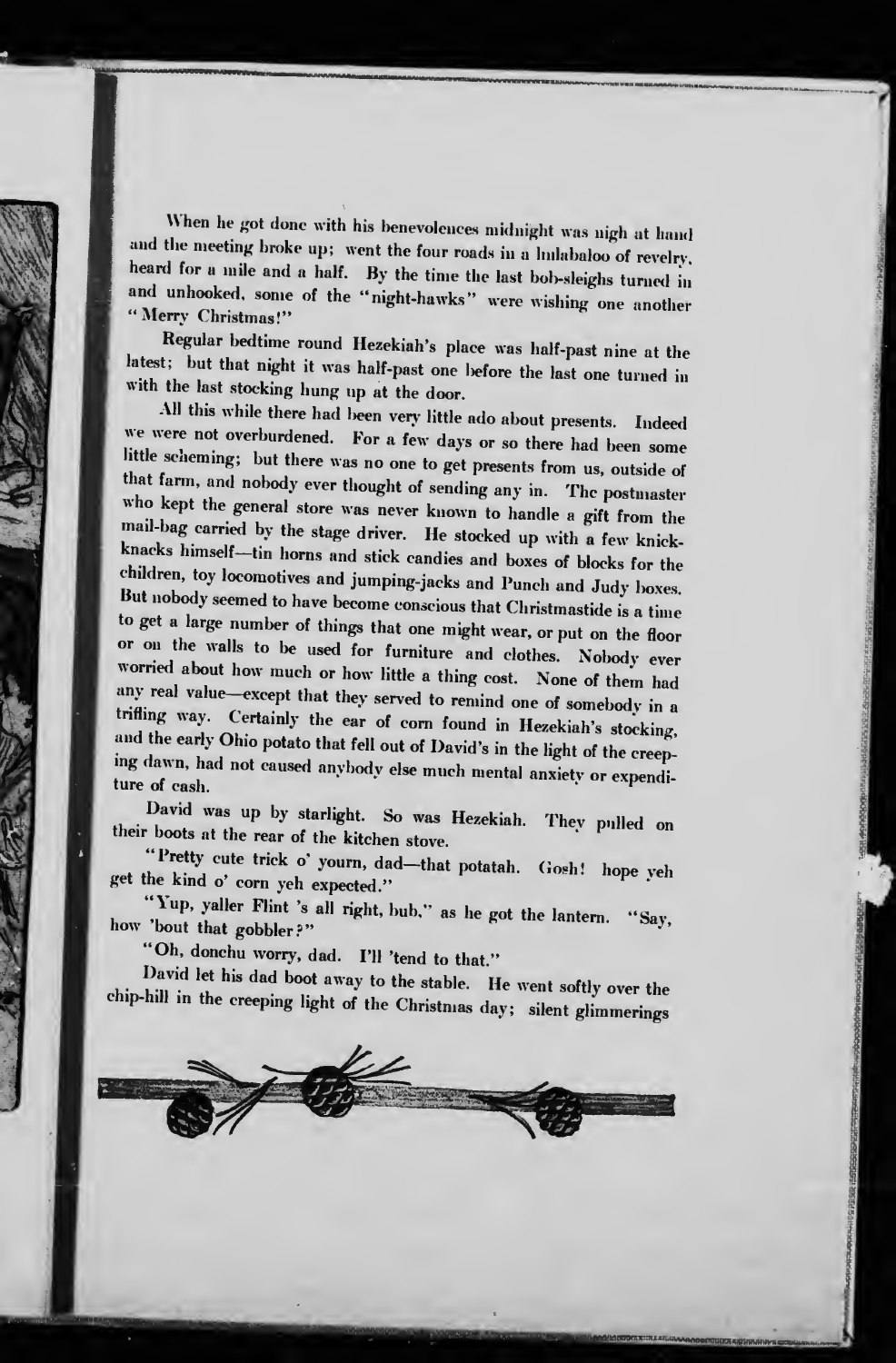When he got done with his benevolences midnight was nigh at hand and the meeting broke up; went the four roads in a hullabaloo of revelry, heard for a mile and a half. By the time the last bob-sleighs turned in and unhooked, some of the "night-hawks" were wishing one another "Merry Christmas!"

Regular bedtime round Hezekiah's place was half-past nine at the latest; but that night it was half-past one before the last one turned in with the last stocking hung up at the door.

All this while there had been very little ado about presents. Indeed we were not overburdened. For a few days or so there had been some little scheming; but there was no one to get presents from us, outside of that farm, and nobody ever thought of sending any in. The postmaster who kept the general store was never known to handle a gift from the mail-bag carried by the stage driver. He stocked up with a few knick-knacks himself—tin horns and stick candies and boxes of blocks for the children, toy locomotives and jumping-jacks and Punch and Judy boxes. But nobody seemed to have become conscious that Christmastide is a time to get a large number of things that one might wear, or put on the floor or on the walls to be used for furniture and clothes. Nobody ever worried about how much or how little a thing cost. None of them had any real value—except that they served to remind one of somebody in a trifling way. Certainly the ear of corn found in Hezekiah's stocking, and the early Ohio potato that fell out of David's in the light of the creeping dawn, had not caused anybody else much mental anxiety or expenditure of cash.

David was up by starlight. So was Hezekiah. They pulled on their boots at the rear of the kitchen stove.

"Pretty cute trick o' yourn, dad—that potatah. Gosh! hope yeh get the kind o' corn yeh expected."

"Yup, yaller Flint 's all right, bub," as he got the lantern. "Say, how 'bout that gobbler?"

"Oh, donchu worry, dad. I'll 'tend to that."

David let his dad boot away to the stable. He went softly over the chip-hill in the creeping light of the Christmas day; silent glimmerings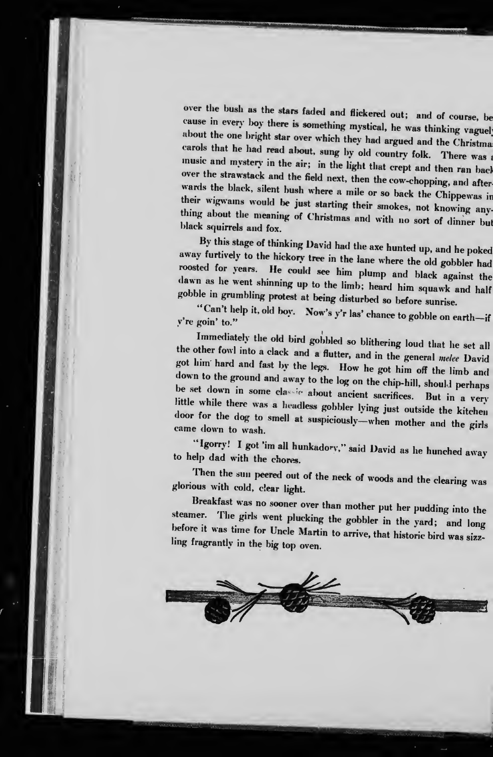over the bush as the stars faded and flickered out; and of course, because in every boy there is something mystical, he was thinking vaguely about the one bright star over which they had argued and the Christmas carols that he had read about, sung by old country folk. There was a music and mystery in the air; in the light that crept and then ran back over the strawstack and the field next, then the cow-chopping, and afterwards the black, silent bush where a mile or so back the Chippewas in their wigwams would be just starting their smokes, not knowing anything about the meaning of Christmas and with no sort of dinner but black squirrels and fox.

By this stage of thinking David had the axe hunted up, and he poked away furtively to the hickory tree in the lane where the old gobbler had roosted for years. He could see him plump and black against the dawn as he went shinning up to the limb; heard him squawk and half gobble in grumbling protest at being disturbed so before sunrise.

"Can't help it, old boy. Now's y'r las' chance to gobble on earth—if y're goin' to."

Immediately the old bird gobbled so blithering loud that he set all the other fowl into a clack and a flutter, and in the general *melee* David got him hard and fast by the legs. How he got him off the limb and down to the ground and away to the log on the chip-hill, should perhaps be set down in some classic about ancient sacrifices. But in a very little while there was a headless gobbler lying just outside the kitchen door for the dog to smell at suspiciously—when mother and the girls came down to wash.

"Igorry! I got 'im all hunkadory," said David as he hunched away to help dad with the chores.

Then the sun peered out of the neck of woods and the clearing was glorious with cold, clear light.

Breakfast was no sooner over than mother put her pudding into the steamer. The girls went plucking the gobbler in the yard; and long before it was time for Uncle Martin to arrive, that historic bird was sizzling fragrantly in the big top oven.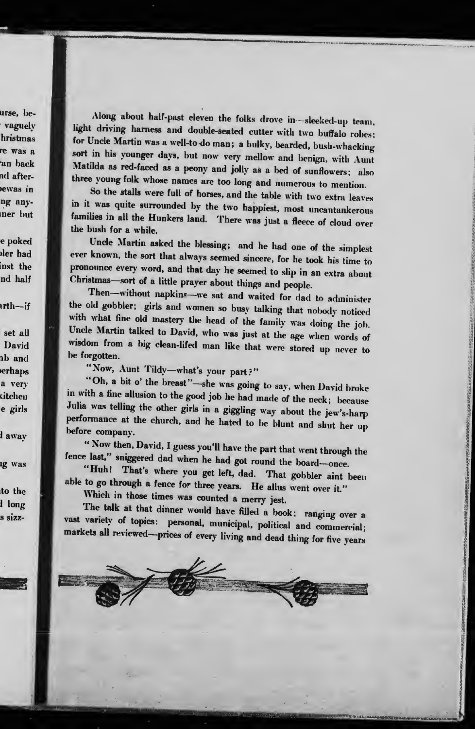Along about half-past eleven the folks drove in—sleeked-up team, light driving harness and double-seated cutter with two buffalo robes; for Uncle Martin was a well-to-do man; a bulky, bearded, bush-whacking sort in his younger days, but now very mellow and benign, with Aunt Matilda as red-faced as a peony and jolly as a bed of sunflowers; also three young folk whose names are too long and numerous to mention.

So the stalls were full of horses, and the table with two extra leaves in it was quite surrounded by the two happiest, most uncantankerous families in all the Hunkers land. There was just a fleece of cloud over the bush for a while.

Uncle Martin asked the blessing; and he had one of the simplest ever known, the sort that always seemed sincere, for he took his time to pronounce every word, and that day he seemed to slip in an extra about Christmas—sort of a little prayer about things and people.

Then—without napkins—we sat and waited for dad to administer the old gobbler; girls and women so busy talking that nobody noticed with what fine old mastery the head of the family was doing the job. Uncle Martin talked to David, who was just at the age when words of wisdom from a big clean-lifed man like that were stored up never to be forgotten.

"Now, Aunt Tildy—what's your part?"

"Oh, a bit o' the breast"—she was going to say, when David broke in with a fine allusion to the good job he had made of the neck; because Julia was telling the other girls in a giggling way about the jew's-harp performance at the church, and he hated to be blunt and shut her up before company.

"Now then, David, I guess you'll have the part that went through the fence last," sniggered dad when he had got round the board—once.

"Huh! That's where you get left, dad. That gobbler aint been able to go through a fence for three years. He allus went over it."

Which in those times was counted a merry jest.

The talk at that dinner would have filled a book; ranging over a vast variety of topics: personal, municipal, political and commercial; markets all reviewed—prices of every living and dead thing for five years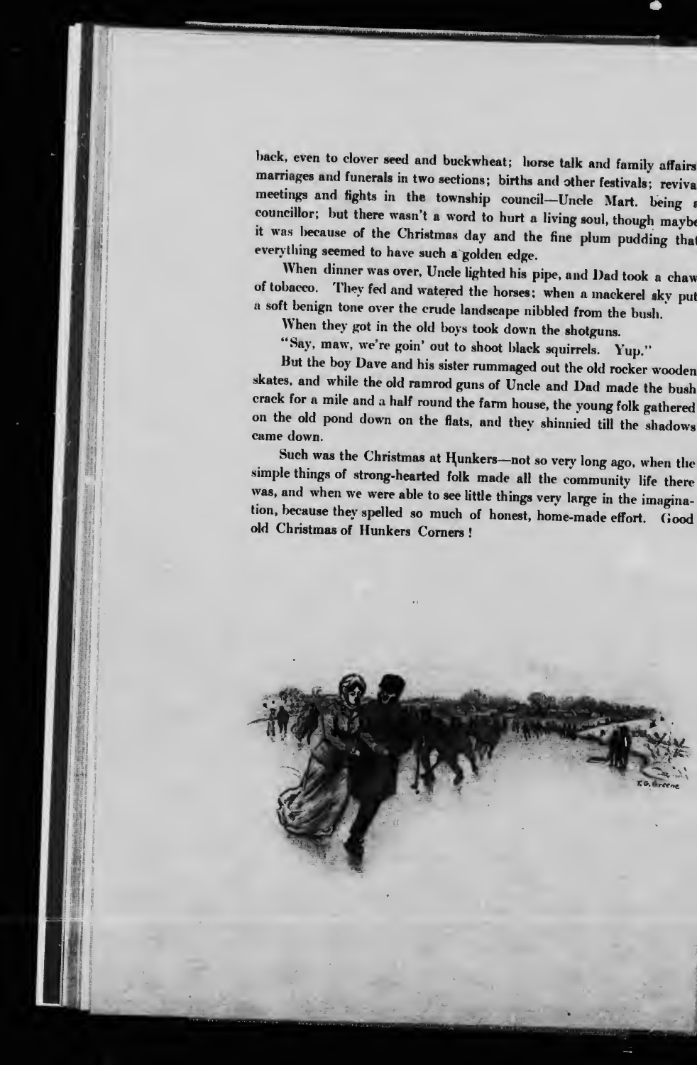back, even to clover seed and buckwheat; horse talk and family affairs marriages and funerals in two sections; births and other festivals; revival meetings and fights in the township council—Uncle Mart. being a councillor; but there wasn't a word to hurt a living soul, though maybe it was because of the Christmas day and the fine plum pudding that everything seemed to have such a golden edge.

When dinner was over, Uncle lighted his pipe, and Dad took a chaw of tobacco. They fed and watered the horses; when a mackerel sky put a soft benign tone over the crude landscape nibbled from the bush.

When they got in the old boys took down the shotguns.

"Say, maw, we're goin' out to shoot black squirrels. Yup."

But the boy Dave and his sister rummaged out the old rocker wooden skates, and while the old ramrod guns of Uncle and Dad made the bush crack for a mile and a half round the farm house, the young folk gathered on the old pond down on the flats, and they shinnied till the shadows came down.

Such was the Christmas at Hunkers—not so very long ago, when the simple things of strong-hearted folk made all the community life there was, and when we were able to see little things very large in the imagination, because they spelled so much of honest, home-made effort. Good old Christmas of Hunkers Corners!